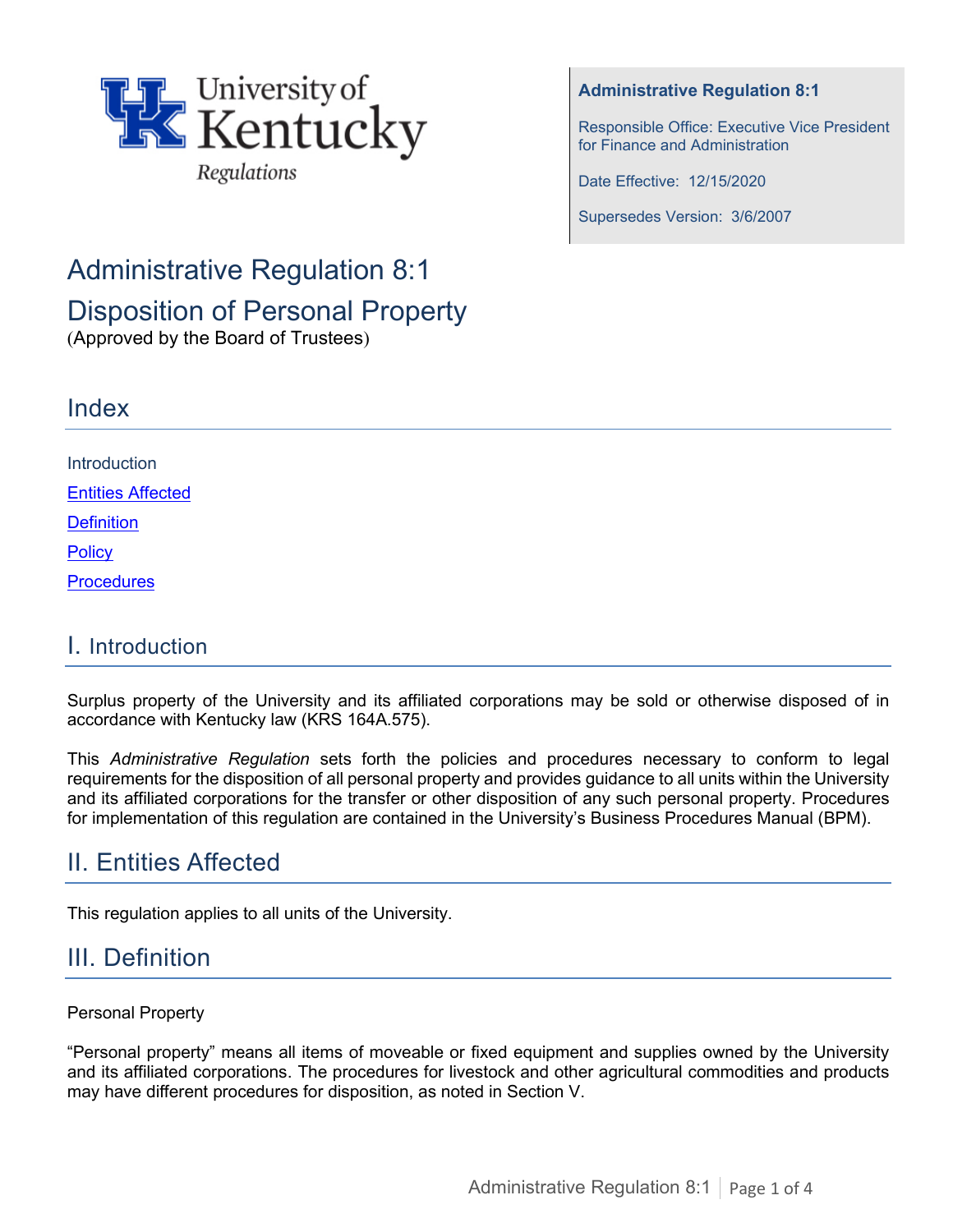**Administrative Regulation 8:1**

Responsible Office: Executive Vice President for Finance and Administration

Date Effective: 12/15/2020

Supersedes Version: 3/6/2007

# Administrative Regulation 8:1

# Disposition of Personal Property

(Approved by the Board of Trustees)

## Index

Introduction

Entities Affected

Definition

Policy

Procedures

## I. Introduction

Surplus property of the University and its affiliated corporations may be sold or otherwise disposed of in accordance with Kentucky law (KRS 164A.575).

This *Administrative Regulation* sets forth the policies and procedures necessary to conform to legal requirements for the disposition of all personal property and provides guidance to all units within the University and its affiliated corporations for the transfer or other disposition of any such personal property. Procedures for implementation of this regulation are contained in the University's Business Procedures Manual (BPM).

## II. Entities Affected

This regulation applies to all units of the University.

## III. Definition

Personal Property

"Personal property" means all items of moveable or fixed equipment and supplies owned by the University and its affiliated corporations. The procedures for livestock and other agricultural commodities and products may have different procedures for disposition, as noted in Section V.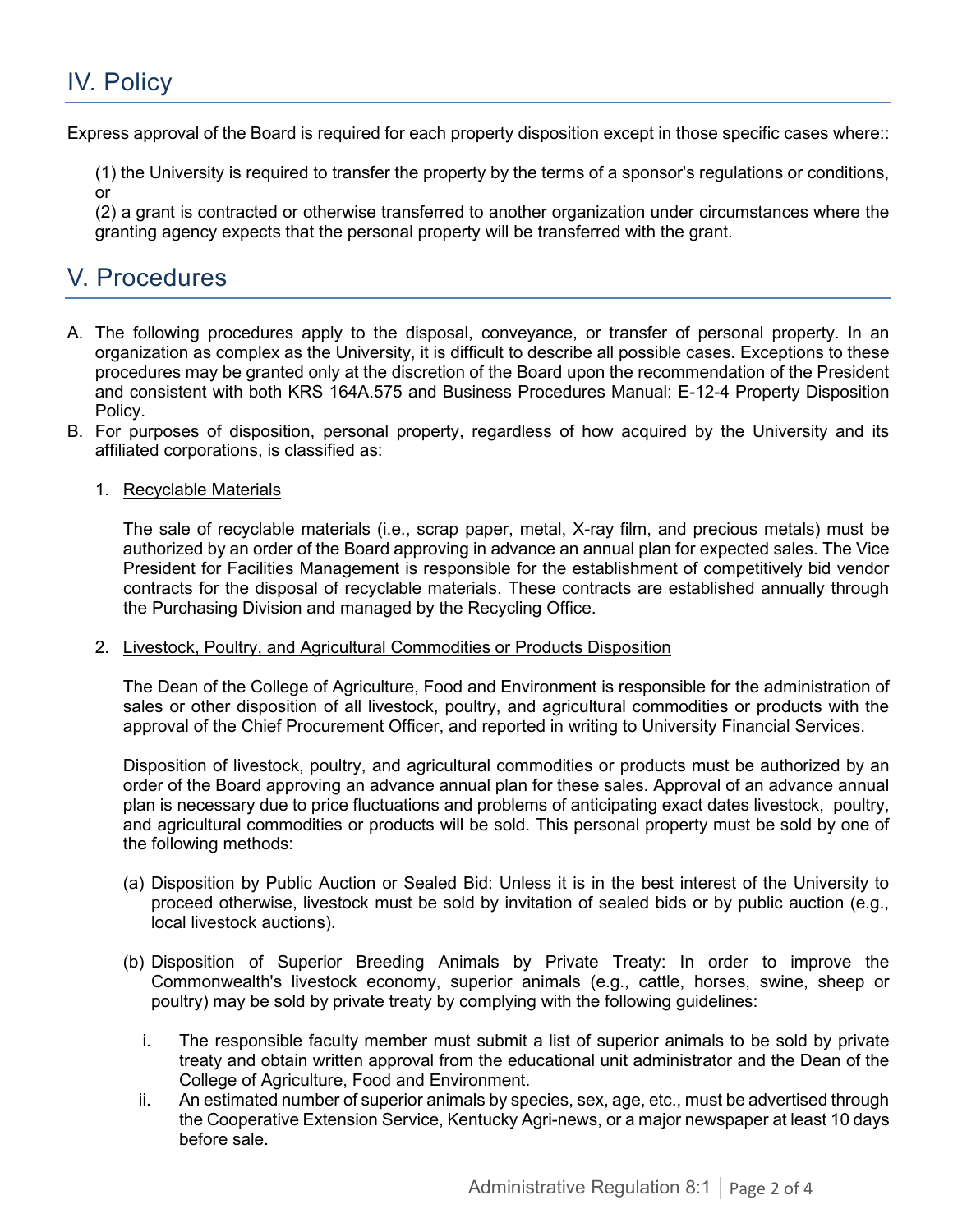## IV. Policy

Express approval of the Board is required for each property disposition except in those specific cases where::

(1) the University is required to transfer the property by the terms of a sponsor's regulations or conditions, or
(2) a grant is contracted or otherwise transferred to another organization under circumstances where the granting agency expects that the personal property will be transferred with the grant.

## V. Procedures

A. The following procedures apply to the disposal, conveyance, or transfer of personal property. In an organization as complex as the University, it is difficult to describe all possible cases. Exceptions to these procedures may be granted only at the discretion of the Board upon the recommendation of the President and consistent with both KRS 164A.575 and Business Procedures Manual: E-12-4 Property Disposition Policy.

B. For purposes of disposition, personal property, regardless of how acquired by the University and its affiliated corporations, is classified as:

1. Recyclable Materials

   The sale of recyclable materials (i.e., scrap paper, metal, X-ray film, and precious metals) must be authorized by an order of the Board approving in advance an annual plan for expected sales. The Vice President for Facilities Management is responsible for the establishment of competitively bid vendor contracts for the disposal of recyclable materials. These contracts are established annually through the Purchasing Division and managed by the Recycling Office.

2. Livestock, Poultry, and Agricultural Commodities or Products Disposition

   The Dean of the College of Agriculture, Food and Environment is responsible for the administration of sales or other disposition of all livestock, poultry, and agricultural commodities or products with the approval of the Chief Procurement Officer, and reported in writing to University Financial Services.

   Disposition of livestock, poultry, and agricultural commodities or products must be authorized by an order of the Board approving an advance annual plan for these sales. Approval of an advance annual plan is necessary due to price fluctuations and problems of anticipating exact dates livestock, poultry, and agricultural commodities or products will be sold. This personal property must be sold by one of the following methods:

   (a) Disposition by Public Auction or Sealed Bid: Unless it is in the best interest of the University to proceed otherwise, livestock must be sold by invitation of sealed bids or by public auction (e.g., local livestock auctions).

   (b) Disposition of Superior Breeding Animals by Private Treaty: In order to improve the Commonwealth's livestock economy, superior animals (e.g., cattle, horses, swine, sheep or poultry) may be sold by private treaty by complying with the following guidelines:

      i. The responsible faculty member must submit a list of superior animals to be sold by private treaty and obtain written approval from the educational unit administrator and the Dean of the College of Agriculture, Food and Environment.
      ii. An estimated number of superior animals by species, sex, age, etc., must be advertised through the Cooperative Extension Service, Kentucky Agri-news, or a major newspaper at least 10 days before sale.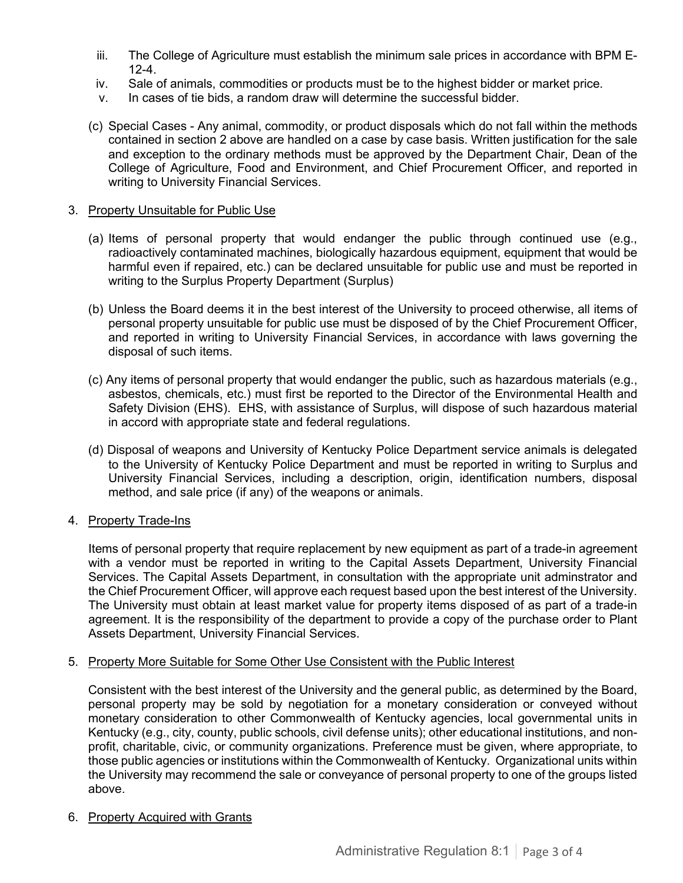iii. The College of Agriculture must establish the minimum sale prices in accordance with BPM E-12-4.

iv. Sale of animals, commodities or products must be to the highest bidder or market price.

v. In cases of tie bids, a random draw will determine the successful bidder.

(c) Special Cases - Any animal, commodity, or product disposals which do not fall within the methods contained in section 2 above are handled on a case by case basis. Written justification for the sale and exception to the ordinary methods must be approved by the Department Chair, Dean of the College of Agriculture, Food and Environment, and Chief Procurement Officer, and reported in writing to University Financial Services.

3. Property Unsuitable for Public Use

(a) Items of personal property that would endanger the public through continued use (e.g., radioactively contaminated machines, biologically hazardous equipment, equipment that would be harmful even if repaired, etc.) can be declared unsuitable for public use and must be reported in writing to the Surplus Property Department (Surplus)

(b) Unless the Board deems it in the best interest of the University to proceed otherwise, all items of personal property unsuitable for public use must be disposed of by the Chief Procurement Officer, and reported in writing to University Financial Services, in accordance with laws governing the disposal of such items.

(c) Any items of personal property that would endanger the public, such as hazardous materials (e.g., asbestos, chemicals, etc.) must first be reported to the Director of the Environmental Health and Safety Division (EHS). EHS, with assistance of Surplus, will dispose of such hazardous material in accord with appropriate state and federal regulations.

(d) Disposal of weapons and University of Kentucky Police Department service animals is delegated to the University of Kentucky Police Department and must be reported in writing to Surplus and University Financial Services, including a description, origin, identification numbers, disposal method, and sale price (if any) of the weapons or animals.

4. Property Trade-Ins

Items of personal property that require replacement by new equipment as part of a trade-in agreement with a vendor must be reported in writing to the Capital Assets Department, University Financial Services. The Capital Assets Department, in consultation with the appropriate unit adminstrator and the Chief Procurement Officer, will approve each request based upon the best interest of the University. The University must obtain at least market value for property items disposed of as part of a trade-in agreement. It is the responsibility of the department to provide a copy of the purchase order to Plant Assets Department, University Financial Services.

5. Property More Suitable for Some Other Use Consistent with the Public Interest

Consistent with the best interest of the University and the general public, as determined by the Board, personal property may be sold by negotiation for a monetary consideration or conveyed without monetary consideration to other Commonwealth of Kentucky agencies, local governmental units in Kentucky (e.g., city, county, public schools, civil defense units); other educational institutions, and non-profit, charitable, civic, or community organizations. Preference must be given, where appropriate, to those public agencies or institutions within the Commonwealth of Kentucky. Organizational units within the University may recommend the sale or conveyance of personal property to one of the groups listed above.

6. Property Acquired with Grants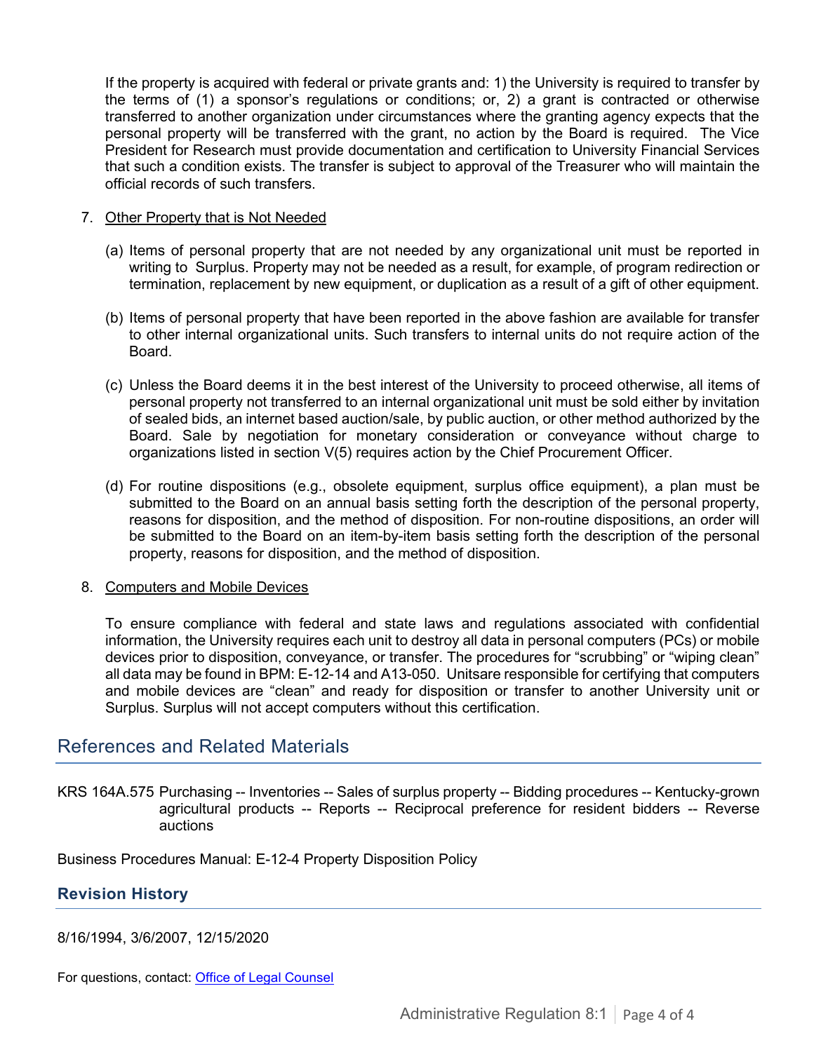If the property is acquired with federal or private grants and: 1) the University is required to transfer by the terms of (1) a sponsor's regulations or conditions; or, 2) a grant is contracted or otherwise transferred to another organization under circumstances where the granting agency expects that the personal property will be transferred with the grant, no action by the Board is required. The Vice President for Research must provide documentation and certification to University Financial Services that such a condition exists. The transfer is subject to approval of the Treasurer who will maintain the official records of such transfers.

7. <u>Other Property that is Not Needed</u>

   (a) Items of personal property that are not needed by any organizational unit must be reported in writing to Surplus. Property may not be needed as a result, for example, of program redirection or termination, replacement by new equipment, or duplication as a result of a gift of other equipment.

   (b) Items of personal property that have been reported in the above fashion are available for transfer to other internal organizational units. Such transfers to internal units do not require action of the Board.

   (c) Unless the Board deems it in the best interest of the University to proceed otherwise, all items of personal property not transferred to an internal organizational unit must be sold either by invitation of sealed bids, an internet based auction/sale, by public auction, or other method authorized by the Board. Sale by negotiation for monetary consideration or conveyance without charge to organizations listed in section V(5) requires action by the Chief Procurement Officer.

   (d) For routine dispositions (e.g., obsolete equipment, surplus office equipment), a plan must be submitted to the Board on an annual basis setting forth the description of the personal property, reasons for disposition, and the method of disposition. For non-routine dispositions, an order will be submitted to the Board on an item-by-item basis setting forth the description of the personal property, reasons for disposition, and the method of disposition.

8. <u>Computers and Mobile Devices</u>

   To ensure compliance with federal and state laws and regulations associated with confidential information, the University requires each unit to destroy all data in personal computers (PCs) or mobile devices prior to disposition, conveyance, or transfer. The procedures for "scrubbing" or "wiping clean" all data may be found in BPM: E-12-14 and A13-050. Unitsare responsible for certifying that computers and mobile devices are "clean" and ready for disposition or transfer to another University unit or Surplus. Surplus will not accept computers without this certification.

## References and Related Materials

KRS 164A.575 Purchasing -- Inventories -- Sales of surplus property -- Bidding procedures -- Kentucky-grown agricultural products -- Reports -- Reciprocal preference for resident bidders -- Reverse auctions

Business Procedures Manual: E-12-4 Property Disposition Policy

### Revision History

8/16/1994, 3/6/2007, 12/15/2020

For questions, contact: [Office of Legal Counsel]